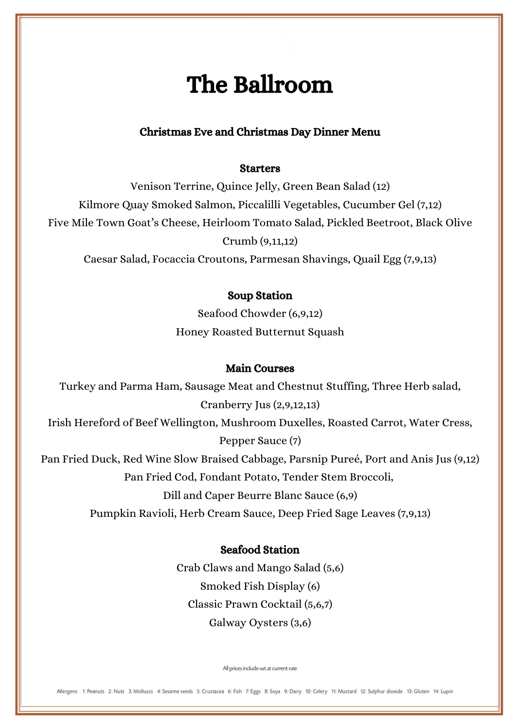# The Ballroom

**Christmas Eve and Christmas Day Dinner Menu**

## Starters

Venison Terrine, Quince Jelly, Green Bean Salad (12)

Kilmore Quay Smoked Salmon, Piccalilli Vegetables, Cucumber Gel (7,12)

Five Mile Town Goat's Cheese, Heirloom Tomato Salad, Pickled Beetroot, Black Olive Crumb (9,11,12)

Caesar Salad, Focaccia Croutons, Parmesan Shavings, Quail Egg (7,9,13)

## Soup Station

Seafood Chowder (6,9,12)

Honey Roasted Butternut Squash

## Main Courses

Turkey and Parma Ham, Sausage Meat and Chestnut Stuffing, Three Herb salad, Cranberry Jus (2,9,12,13)

Irish Hereford of Beef Wellington, Mushroom Duxelles, Roasted Carrot, Water Cress, Pepper Sauce (7)

Pan Fried Duck, Red Wine Slow Braised Cabbage, Parsnip Pureé, Port and Anis Jus (9,12)

Pan Fried Cod, Fondant Potato, Tender Stem Broccoli, Dill and Caper Beurre Blanc Sauce (6,9)

Pumpkin Ravioli, Herb Cream Sauce, Deep Fried Sage Leaves (7,9,13)

## Seafood Station

Crab Claws and Mango Salad (5,6)

Smoked Fish Display (6)

Classic Prawn Cocktail (5,6,7)

Galway Oysters (3,6)

All prices include vat at current rate

Allergens 1: Peanuts 2: Nuts 3: Molluscs 4: Sesame seeds 5: Crustacea 6: Fish 7: Eggs 8: Soya 9: Dairy 10: Celery 11: Mustard 12: Sulphur dioxide 13: Gluten 14: Lupin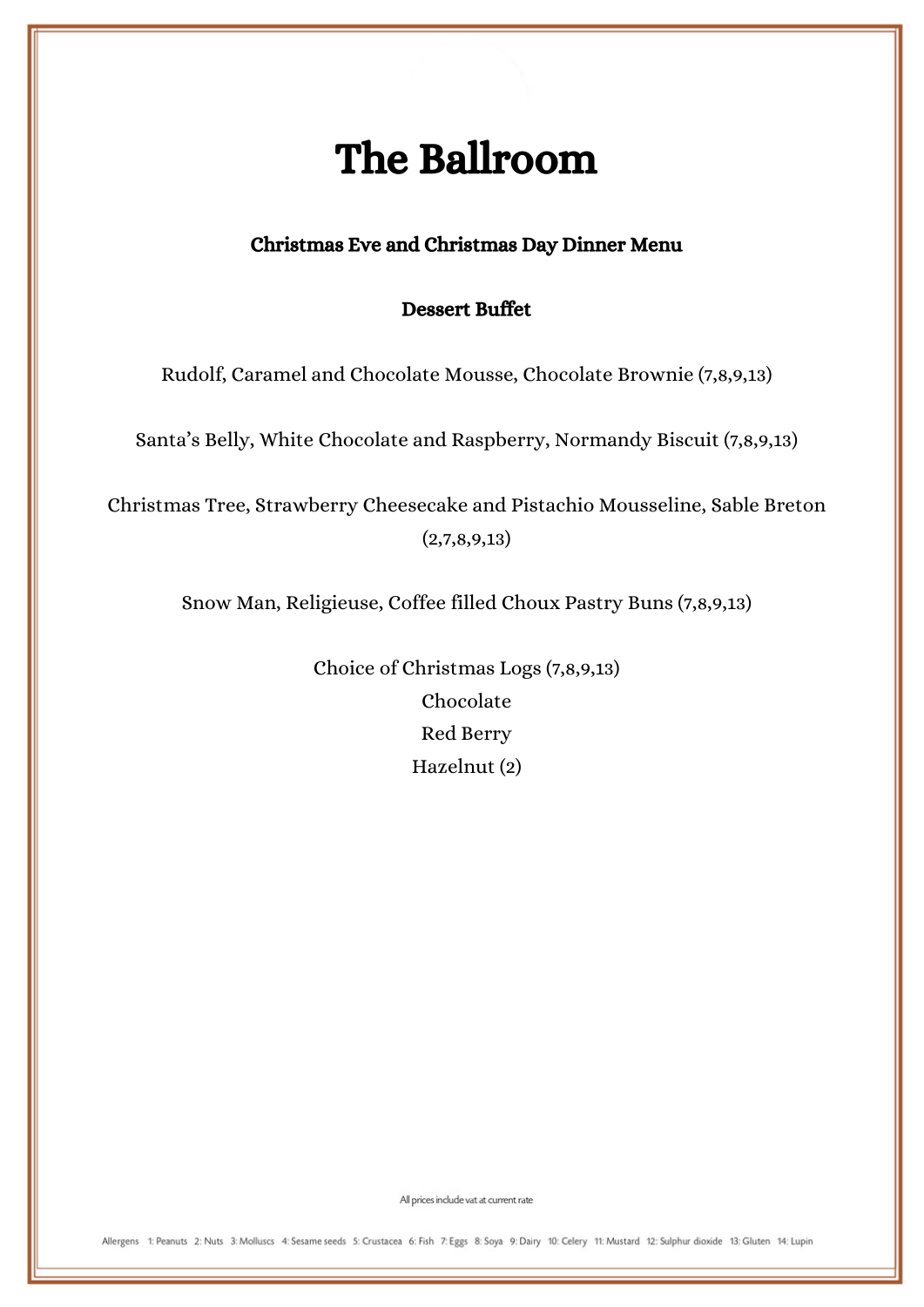# The Ballroom

**Christmas Eve and Christmas Day Dinner Menu**

**Dessert Buffet**

Rudolf, Caramel and Chocolate Mousse, Chocolate Brownie (7,8,9,13)

Santa's Belly, White Chocolate and Raspberry, Normandy Biscuit (7,8,9,13)

Christmas Tree, Strawberry Cheesecake and Pistachio Mousseline, Sable Breton (2,7,8,9,13)

Snow Man, Religieuse, Coffee filled Choux Pastry Buns (7,8,9,13)

Choice of Christmas Logs (7,8,9,13)
Chocolate
Red Berry
Hazelnut (2)

All prices include vat at current rate

Allergens 1: Peanuts 2: Nuts 3: Molluscs 4: Sesame seeds 5: Crustacea 6: Fish 7: Eggs 8: Soya 9: Dairy 10: Celery 11: Mustard 12: Sulphur dioxide 13: Gluten 14: Lupin